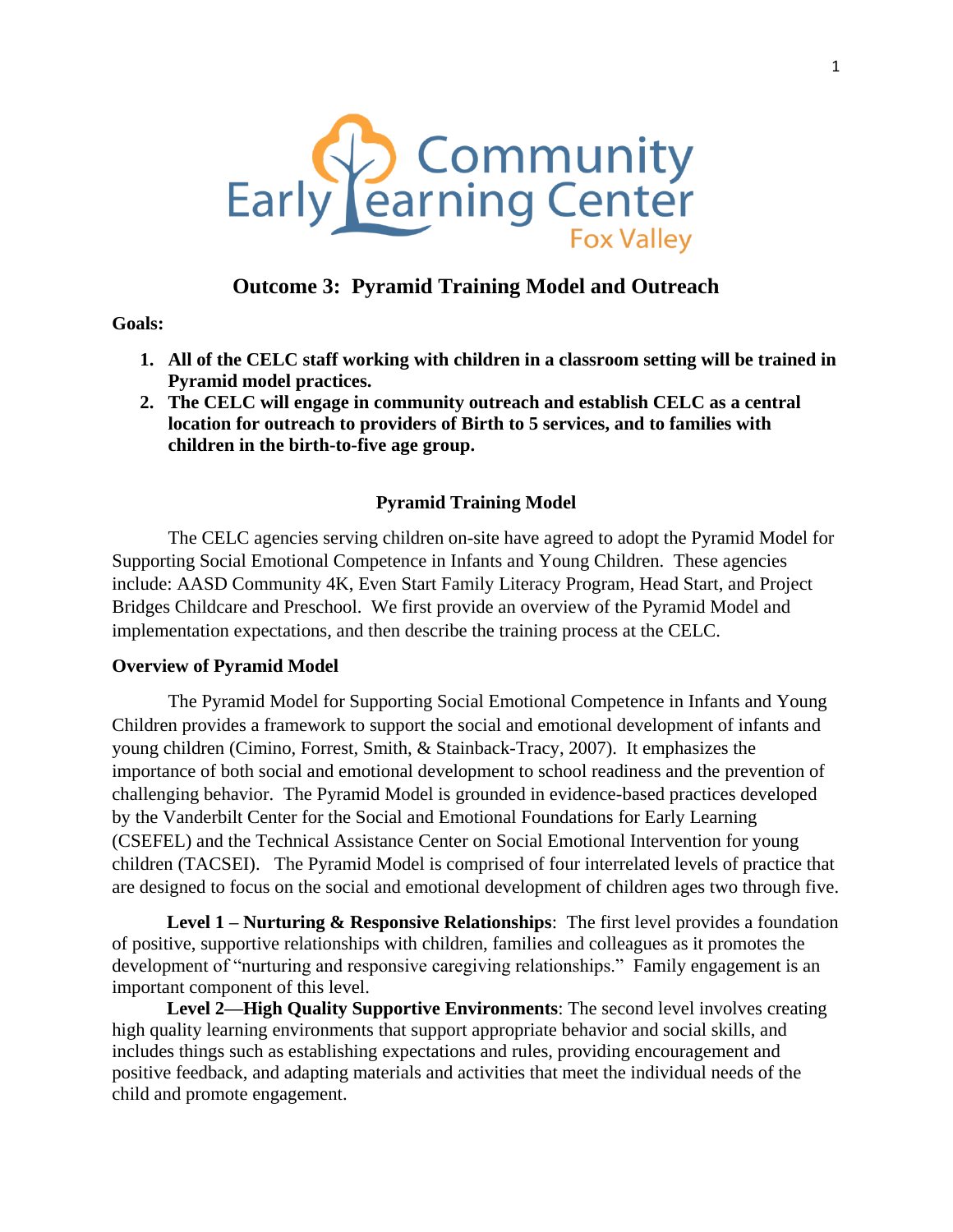# Outcome 3: Pyramid Training Model and Outreach

**Goals:**

1. **All of the CELC staff working with children in a classroom setting will be trained in Pyramid model practices.**
2. **The CELC will engage in community outreach and establish CELC as a central location for outreach to providers of Birth to 5 services, and to families with children in the birth-to-five age group.**

## Pyramid Training Model

The CELC agencies serving children on-site have agreed to adopt the Pyramid Model for Supporting Social Emotional Competence in Infants and Young Children. These agencies include: AASD Community 4K, Even Start Family Literacy Program, Head Start, and Project Bridges Childcare and Preschool. We first provide an overview of the Pyramid Model and implementation expectations, and then describe the training process at the CELC.

### Overview of Pyramid Model

The Pyramid Model for Supporting Social Emotional Competence in Infants and Young Children provides a framework to support the social and emotional development of infants and young children (Cimino, Forrest, Smith, & Stainback-Tracy, 2007). It emphasizes the importance of both social and emotional development to school readiness and the prevention of challenging behavior. The Pyramid Model is grounded in evidence-based practices developed by the Vanderbilt Center for the Social and Emotional Foundations for Early Learning (CSEFEL) and the Technical Assistance Center on Social Emotional Intervention for young children (TACSEI). The Pyramid Model is comprised of four interrelated levels of practice that are designed to focus on the social and emotional development of children ages two through five.

**Level 1 – Nurturing & Responsive Relationships**: The first level provides a foundation of positive, supportive relationships with children, families and colleagues as it promotes the development of "nurturing and responsive caregiving relationships." Family engagement is an important component of this level.

**Level 2—High Quality Supportive Environments**: The second level involves creating high quality learning environments that support appropriate behavior and social skills, and includes things such as establishing expectations and rules, providing encouragement and positive feedback, and adapting materials and activities that meet the individual needs of the child and promote engagement.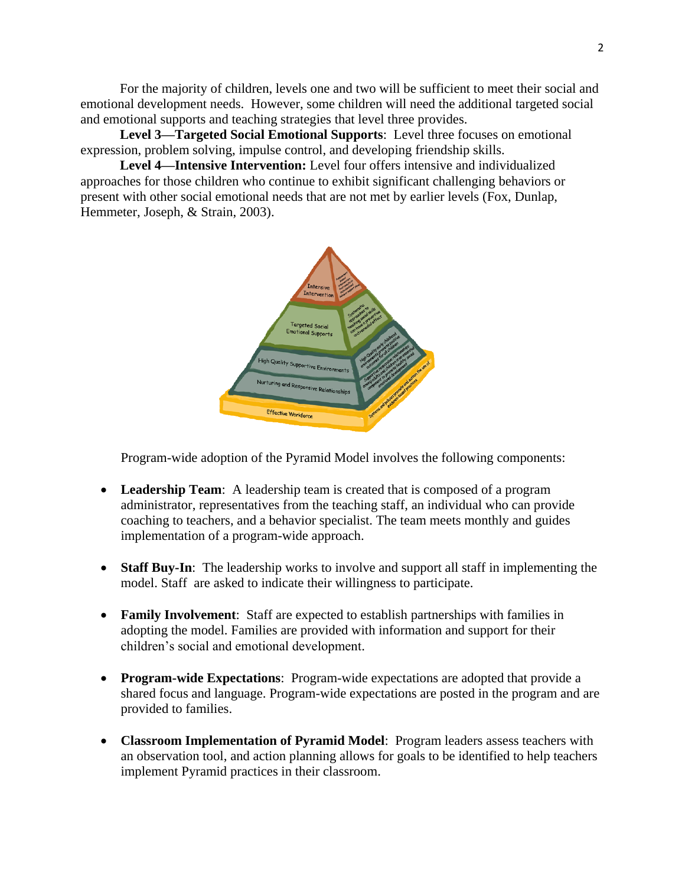For the majority of children, levels one and two will be sufficient to meet their social and emotional development needs. However, some children will need the additional targeted social and emotional supports and teaching strategies that level three provides.

**Level 3—Targeted Social Emotional Supports**: Level three focuses on emotional expression, problem solving, impulse control, and developing friendship skills.

**Level 4—Intensive Intervention:** Level four offers intensive and individualized approaches for those children who continue to exhibit significant challenging behaviors or present with other social emotional needs that are not met by earlier levels (Fox, Dunlap, Hemmeter, Joseph, & Strain, 2003).

Program-wide adoption of the Pyramid Model involves the following components:

- **Leadership Team**: A leadership team is created that is composed of a program administrator, representatives from the teaching staff, an individual who can provide coaching to teachers, and a behavior specialist. The team meets monthly and guides implementation of a program-wide approach.

- **Staff Buy-In**: The leadership works to involve and support all staff in implementing the model. Staff are asked to indicate their willingness to participate.

- **Family Involvement**: Staff are expected to establish partnerships with families in adopting the model. Families are provided with information and support for their children's social and emotional development.

- **Program-wide Expectations**: Program-wide expectations are adopted that provide a shared focus and language. Program-wide expectations are posted in the program and are provided to families.

- **Classroom Implementation of Pyramid Model**: Program leaders assess teachers with an observation tool, and action planning allows for goals to be identified to help teachers implement Pyramid practices in their classroom.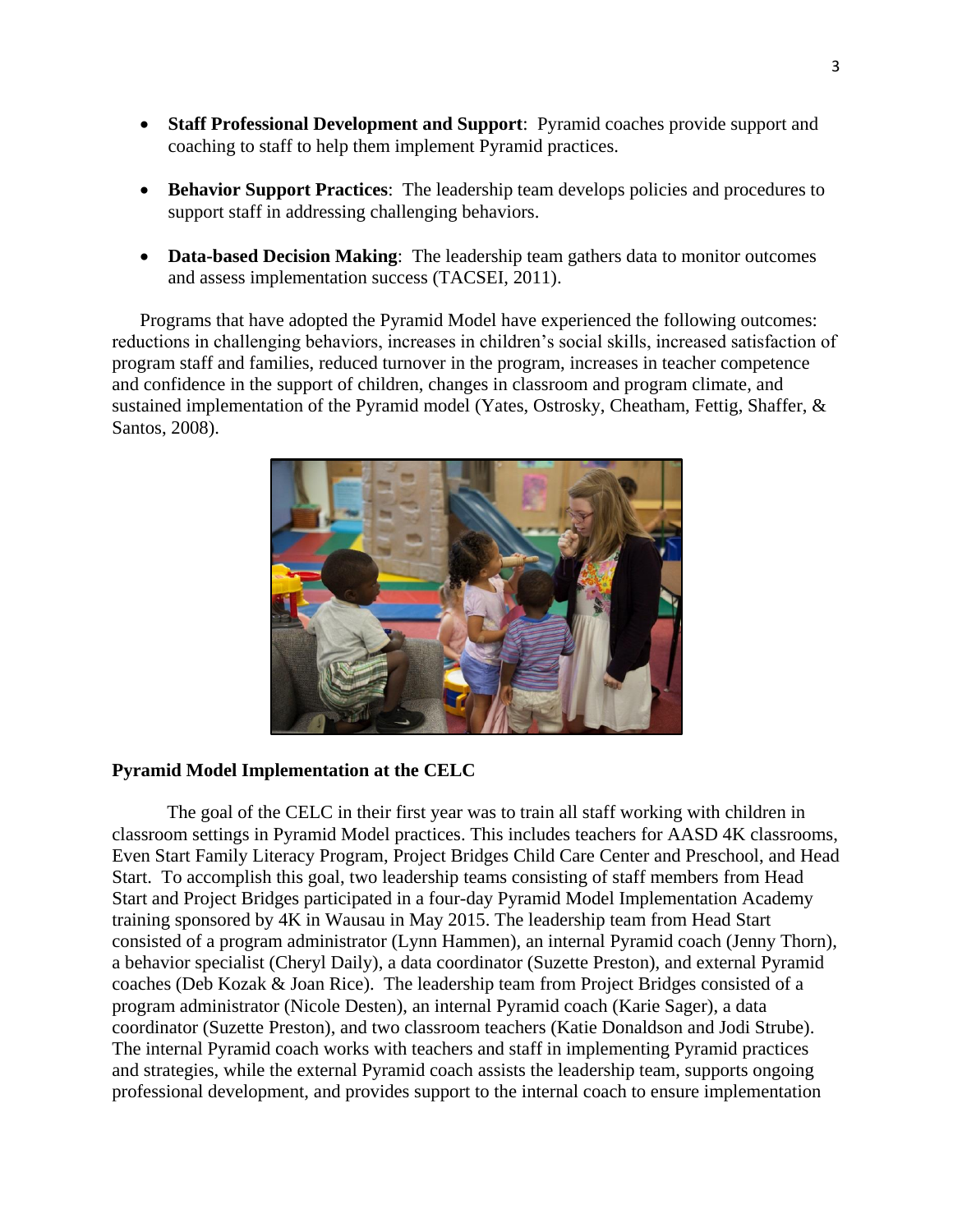- **Staff Professional Development and Support**: Pyramid coaches provide support and coaching to staff to help them implement Pyramid practices.

- **Behavior Support Practices**: The leadership team develops policies and procedures to support staff in addressing challenging behaviors.

- **Data-based Decision Making**: The leadership team gathers data to monitor outcomes and assess implementation success (TACSEI, 2011).

Programs that have adopted the Pyramid Model have experienced the following outcomes: reductions in challenging behaviors, increases in children's social skills, increased satisfaction of program staff and families, reduced turnover in the program, increases in teacher competence and confidence in the support of children, changes in classroom and program climate, and sustained implementation of the Pyramid model (Yates, Ostrosky, Cheatham, Fettig, Shaffer, & Santos, 2008).

**Pyramid Model Implementation at the CELC**

The goal of the CELC in their first year was to train all staff working with children in classroom settings in Pyramid Model practices. This includes teachers for AASD 4K classrooms, Even Start Family Literacy Program, Project Bridges Child Care Center and Preschool, and Head Start. To accomplish this goal, two leadership teams consisting of staff members from Head Start and Project Bridges participated in a four-day Pyramid Model Implementation Academy training sponsored by 4K in Wausau in May 2015. The leadership team from Head Start consisted of a program administrator (Lynn Hammen), an internal Pyramid coach (Jenny Thorn), a behavior specialist (Cheryl Daily), a data coordinator (Suzette Preston), and external Pyramid coaches (Deb Kozak & Joan Rice). The leadership team from Project Bridges consisted of a program administrator (Nicole Desten), an internal Pyramid coach (Karie Sager), a data coordinator (Suzette Preston), and two classroom teachers (Katie Donaldson and Jodi Strube). The internal Pyramid coach works with teachers and staff in implementing Pyramid practices and strategies, while the external Pyramid coach assists the leadership team, supports ongoing professional development, and provides support to the internal coach to ensure implementation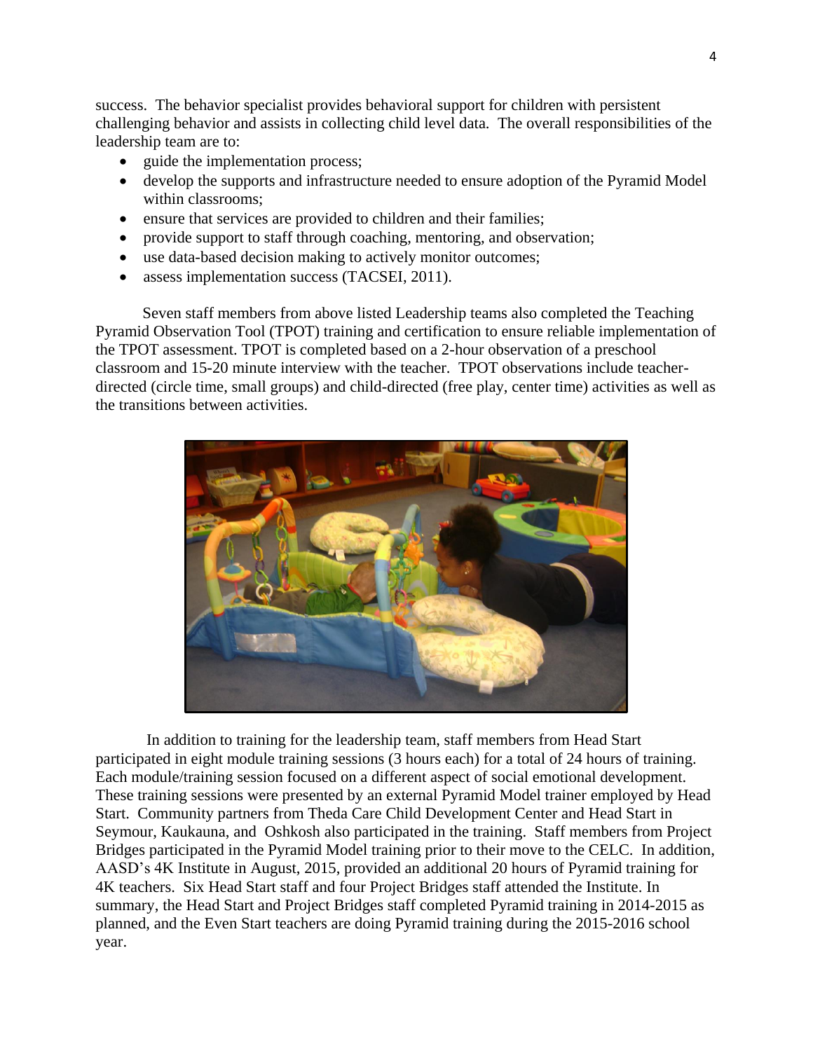success. The behavior specialist provides behavioral support for children with persistent challenging behavior and assists in collecting child level data. The overall responsibilities of the leadership team are to:

- guide the implementation process;
- develop the supports and infrastructure needed to ensure adoption of the Pyramid Model within classrooms;
- ensure that services are provided to children and their families;
- provide support to staff through coaching, mentoring, and observation;
- use data-based decision making to actively monitor outcomes;
- assess implementation success (TACSEI, 2011).

Seven staff members from above listed Leadership teams also completed the Teaching Pyramid Observation Tool (TPOT) training and certification to ensure reliable implementation of the TPOT assessment. TPOT is completed based on a 2-hour observation of a preschool classroom and 15-20 minute interview with the teacher. TPOT observations include teacher-directed (circle time, small groups) and child-directed (free play, center time) activities as well as the transitions between activities.

In addition to training for the leadership team, staff members from Head Start participated in eight module training sessions (3 hours each) for a total of 24 hours of training. Each module/training session focused on a different aspect of social emotional development. These training sessions were presented by an external Pyramid Model trainer employed by Head Start. Community partners from Theda Care Child Development Center and Head Start in Seymour, Kaukauna, and Oshkosh also participated in the training. Staff members from Project Bridges participated in the Pyramid Model training prior to their move to the CELC. In addition, AASD's 4K Institute in August, 2015, provided an additional 20 hours of Pyramid training for 4K teachers. Six Head Start staff and four Project Bridges staff attended the Institute. In summary, the Head Start and Project Bridges staff completed Pyramid training in 2014-2015 as planned, and the Even Start teachers are doing Pyramid training during the 2015-2016 school year.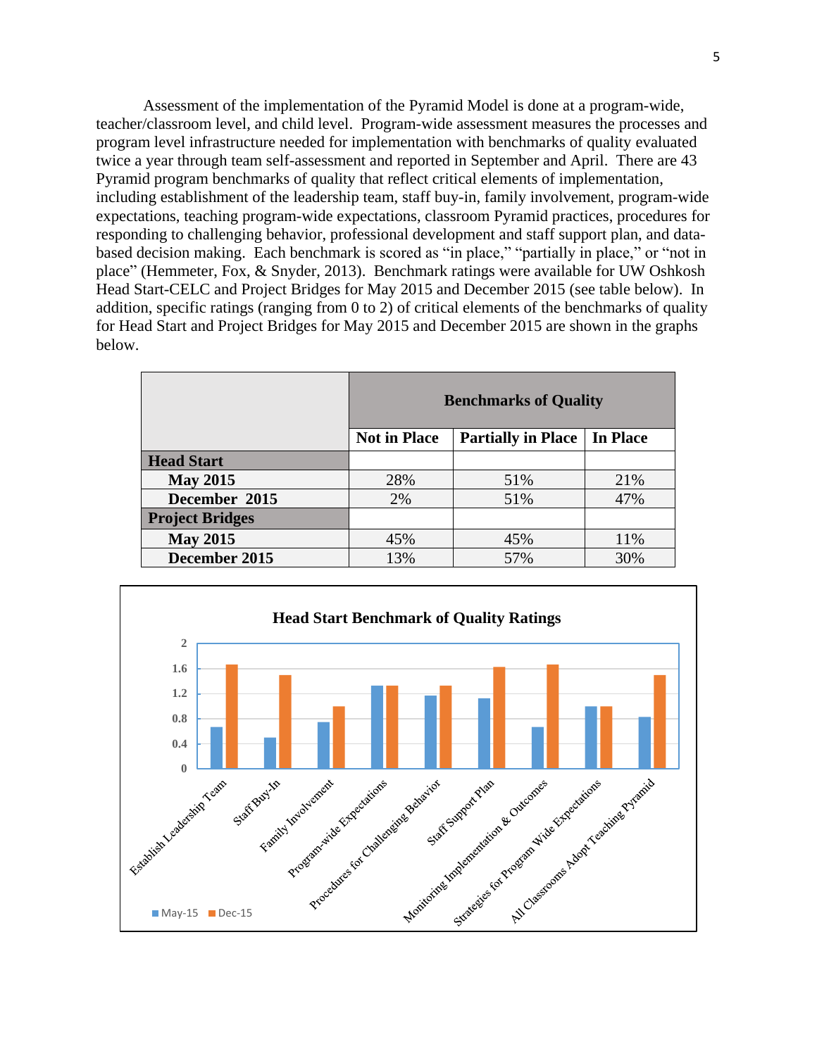Assessment of the implementation of the Pyramid Model is done at a program-wide, teacher/classroom level, and child level. Program-wide assessment measures the processes and program level infrastructure needed for implementation with benchmarks of quality evaluated twice a year through team self-assessment and reported in September and April. There are 43 Pyramid program benchmarks of quality that reflect critical elements of implementation, including establishment of the leadership team, staff buy-in, family involvement, program-wide expectations, teaching program-wide expectations, classroom Pyramid practices, procedures for responding to challenging behavior, professional development and staff support plan, and data-based decision making. Each benchmark is scored as "in place," "partially in place," or "not in place" (Hemmeter, Fox, & Snyder, 2013). Benchmark ratings were available for UW Oshkosh Head Start-CELC and Project Bridges for May 2015 and December 2015 (see table below). In addition, specific ratings (ranging from 0 to 2) of critical elements of the benchmarks of quality for Head Start and Project Bridges for May 2015 and December 2015 are shown in the graphs below.

| | **Benchmarks of Quality** | | |
|---|---|---|---|
| | **Not in Place** | **Partially in Place** | **In Place** |
| **Head Start** | | | |
| **May 2015** | 28% | 51% | 21% |
| **December 2015** | 2% | 51% | 47% |
| **Project Bridges** | | | |
| **May 2015** | 45% | 45% | 11% |
| **December 2015** | 13% | 57% | 30% |

**Head Start Benchmark of Quality Ratings**

| | May-15 | Dec-15 |
|---|---|---|
| Establish Leadership Team | 0.67 | 1.67 |
| Staff Buy-In | 0.5 | 1.5 |
| Family Involvement | 0.75 | 1.0 |
| Program-wide Expectations | 1.33 | 1.33 |
| Procedures for Challenging Behavior | 1.18 | 1.33 |
| Staff Support Plan | 1.13 | 1.63 |
| Monitoring Implementation & Outcomes | 0.67 | 1.67 |
| Strategies for Program Wide Expectations | 1.0 | 1.0 |
| All Classrooms Adopt Teaching Pyramid | 0.83 | 1.5 |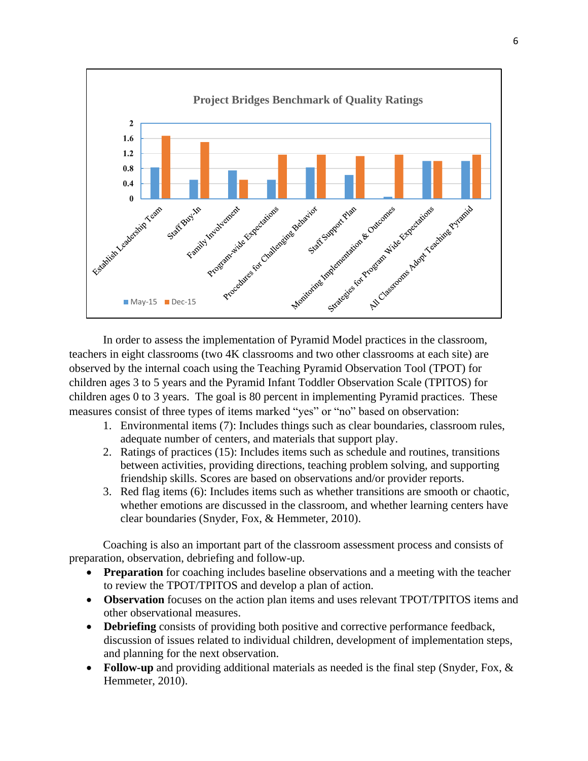**Project Bridges Benchmark of Quality Ratings**

| Benchmark | May-15 | Dec-15 |
|---|---|---|
| Establish Leadership Team | 0.83 | 1.67 |
| Staff Buy-In | 0.5 | 1.5 |
| Family Involvement | 0.75 | 0.5 |
| Program-wide Expectations | 0.5 | 1.17 |
| Procedures for Challenging Behavior | 0.83 | 1.17 |
| Staff Support Plan | 0.63 | 1.13 |
| Monitoring Implementation & Outcomes | 0.05 | 1.17 |
| Strategies for Program Wide Expectations | 1 | 1 |
| All Classrooms Adopt Teaching Pyramid | 1 | 1.17 |

In order to assess the implementation of Pyramid Model practices in the classroom, teachers in eight classrooms (two 4K classrooms and two other classrooms at each site) are observed by the internal coach using the Teaching Pyramid Observation Tool (TPOT) for children ages 3 to 5 years and the Pyramid Infant Toddler Observation Scale (TPITOS) for children ages 0 to 3 years. The goal is 80 percent in implementing Pyramid practices. These measures consist of three types of items marked "yes" or "no" based on observation:

1. Environmental items (7): Includes things such as clear boundaries, classroom rules, adequate number of centers, and materials that support play.
2. Ratings of practices (15): Includes items such as schedule and routines, transitions between activities, providing directions, teaching problem solving, and supporting friendship skills. Scores are based on observations and/or provider reports.
3. Red flag items (6): Includes items such as whether transitions are smooth or chaotic, whether emotions are discussed in the classroom, and whether learning centers have clear boundaries (Snyder, Fox, & Hemmeter, 2010).

Coaching is also an important part of the classroom assessment process and consists of preparation, observation, debriefing and follow-up.

- **Preparation** for coaching includes baseline observations and a meeting with the teacher to review the TPOT/TPITOS and develop a plan of action.
- **Observation** focuses on the action plan items and uses relevant TPOT/TPITOS items and other observational measures.
- **Debriefing** consists of providing both positive and corrective performance feedback, discussion of issues related to individual children, development of implementation steps, and planning for the next observation.
- **Follow-up** and providing additional materials as needed is the final step (Snyder, Fox, & Hemmeter, 2010).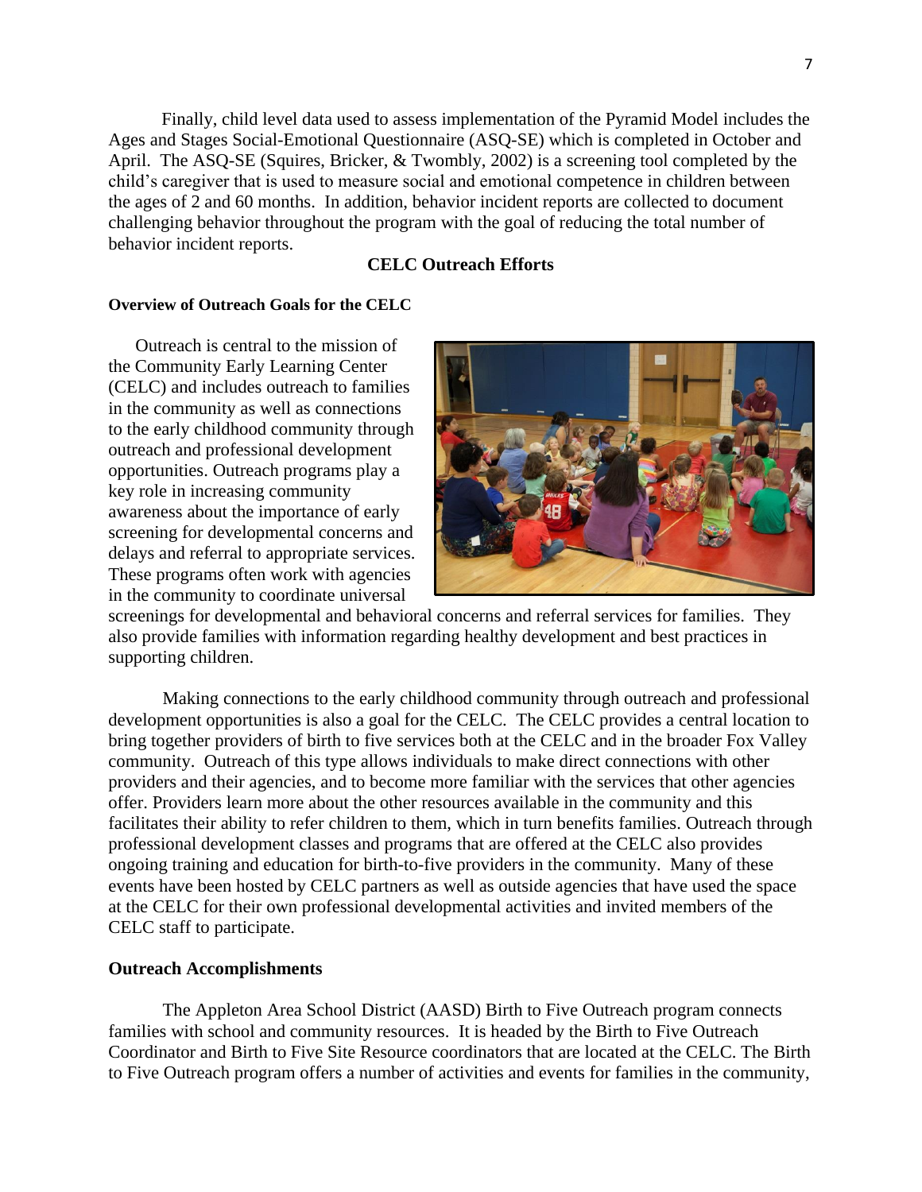Finally, child level data used to assess implementation of the Pyramid Model includes the Ages and Stages Social-Emotional Questionnaire (ASQ-SE) which is completed in October and April. The ASQ-SE (Squires, Bricker, & Twombly, 2002) is a screening tool completed by the child's caregiver that is used to measure social and emotional competence in children between the ages of 2 and 60 months. In addition, behavior incident reports are collected to document challenging behavior throughout the program with the goal of reducing the total number of behavior incident reports.

## CELC Outreach Efforts

### Overview of Outreach Goals for the CELC

Outreach is central to the mission of the Community Early Learning Center (CELC) and includes outreach to families in the community as well as connections to the early childhood community through outreach and professional development opportunities. Outreach programs play a key role in increasing community awareness about the importance of early screening for developmental concerns and delays and referral to appropriate services. These programs often work with agencies in the community to coordinate universal screenings for developmental and behavioral concerns and referral services for families. They also provide families with information regarding healthy development and best practices in supporting children.

Making connections to the early childhood community through outreach and professional development opportunities is also a goal for the CELC. The CELC provides a central location to bring together providers of birth to five services both at the CELC and in the broader Fox Valley community. Outreach of this type allows individuals to make direct connections with other providers and their agencies, and to become more familiar with the services that other agencies offer. Providers learn more about the other resources available in the community and this facilitates their ability to refer children to them, which in turn benefits families. Outreach through professional development classes and programs that are offered at the CELC also provides ongoing training and education for birth-to-five providers in the community. Many of these events have been hosted by CELC partners as well as outside agencies that have used the space at the CELC for their own professional developmental activities and invited members of the CELC staff to participate.

### Outreach Accomplishments

The Appleton Area School District (AASD) Birth to Five Outreach program connects families with school and community resources. It is headed by the Birth to Five Outreach Coordinator and Birth to Five Site Resource coordinators that are located at the CELC. The Birth to Five Outreach program offers a number of activities and events for families in the community,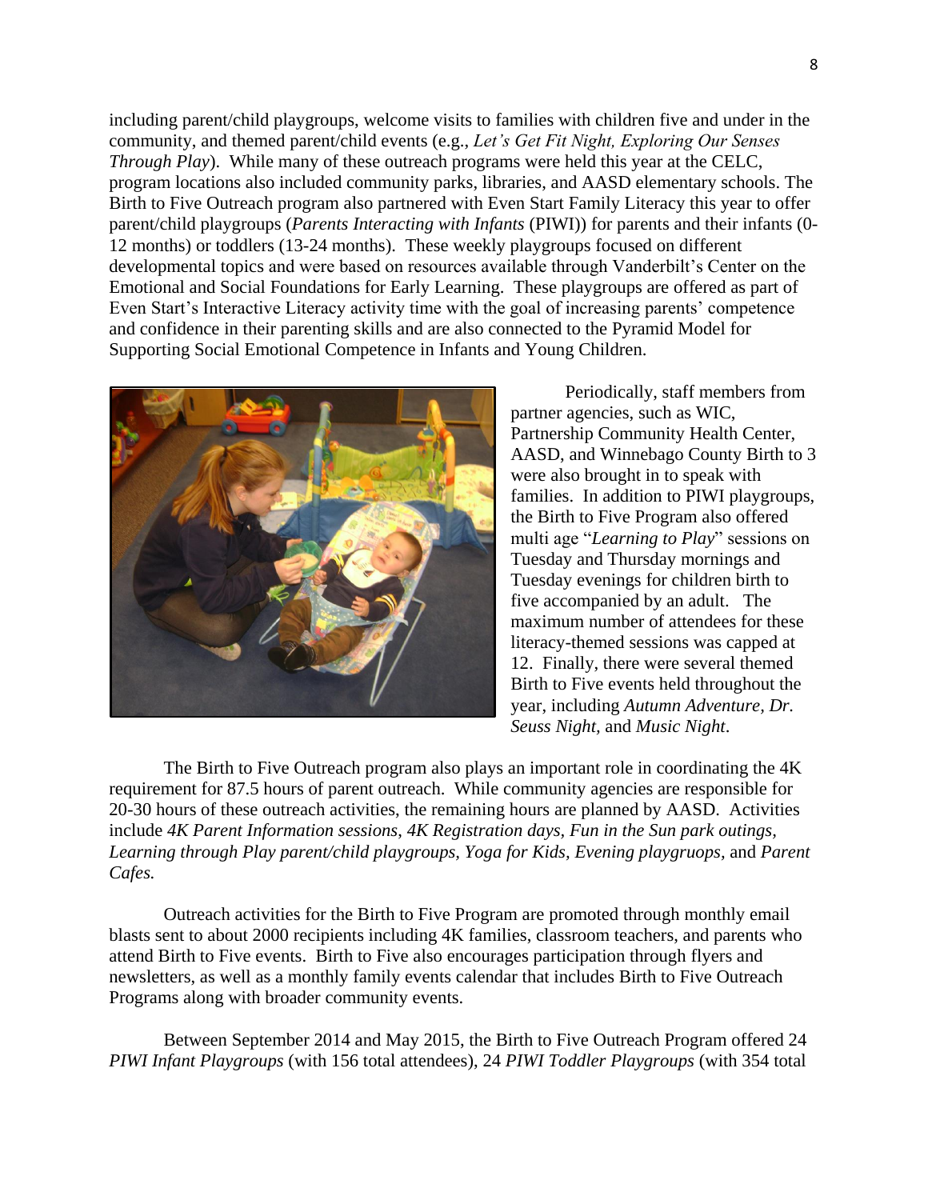including parent/child playgroups, welcome visits to families with children five and under in the community, and themed parent/child events (e.g., *Let's Get Fit Night, Exploring Our Senses Through Play*). While many of these outreach programs were held this year at the CELC, program locations also included community parks, libraries, and AASD elementary schools. The Birth to Five Outreach program also partnered with Even Start Family Literacy this year to offer parent/child playgroups (*Parents Interacting with Infants* (PIWI)) for parents and their infants (0-12 months) or toddlers (13-24 months). These weekly playgroups focused on different developmental topics and were based on resources available through Vanderbilt's Center on the Emotional and Social Foundations for Early Learning. These playgroups are offered as part of Even Start's Interactive Literacy activity time with the goal of increasing parents' competence and confidence in their parenting skills and are also connected to the Pyramid Model for Supporting Social Emotional Competence in Infants and Young Children.

Periodically, staff members from partner agencies, such as WIC, Partnership Community Health Center, AASD, and Winnebago County Birth to 3 were also brought in to speak with families. In addition to PIWI playgroups, the Birth to Five Program also offered multi age "*Learning to Play*" sessions on Tuesday and Thursday mornings and Tuesday evenings for children birth to five accompanied by an adult. The maximum number of attendees for these literacy-themed sessions was capped at 12. Finally, there were several themed Birth to Five events held throughout the year, including *Autumn Adventure, Dr. Seuss Night,* and *Music Night*.

The Birth to Five Outreach program also plays an important role in coordinating the 4K requirement for 87.5 hours of parent outreach. While community agencies are responsible for 20-30 hours of these outreach activities, the remaining hours are planned by AASD. Activities include *4K Parent Information sessions, 4K Registration days, Fun in the Sun park outings, Learning through Play parent/child playgroups, Yoga for Kids, Evening playgruops,* and *Parent Cafes.*

Outreach activities for the Birth to Five Program are promoted through monthly email blasts sent to about 2000 recipients including 4K families, classroom teachers, and parents who attend Birth to Five events. Birth to Five also encourages participation through flyers and newsletters, as well as a monthly family events calendar that includes Birth to Five Outreach Programs along with broader community events.

Between September 2014 and May 2015, the Birth to Five Outreach Program offered 24 *PIWI Infant Playgroups* (with 156 total attendees), 24 *PIWI Toddler Playgroups* (with 354 total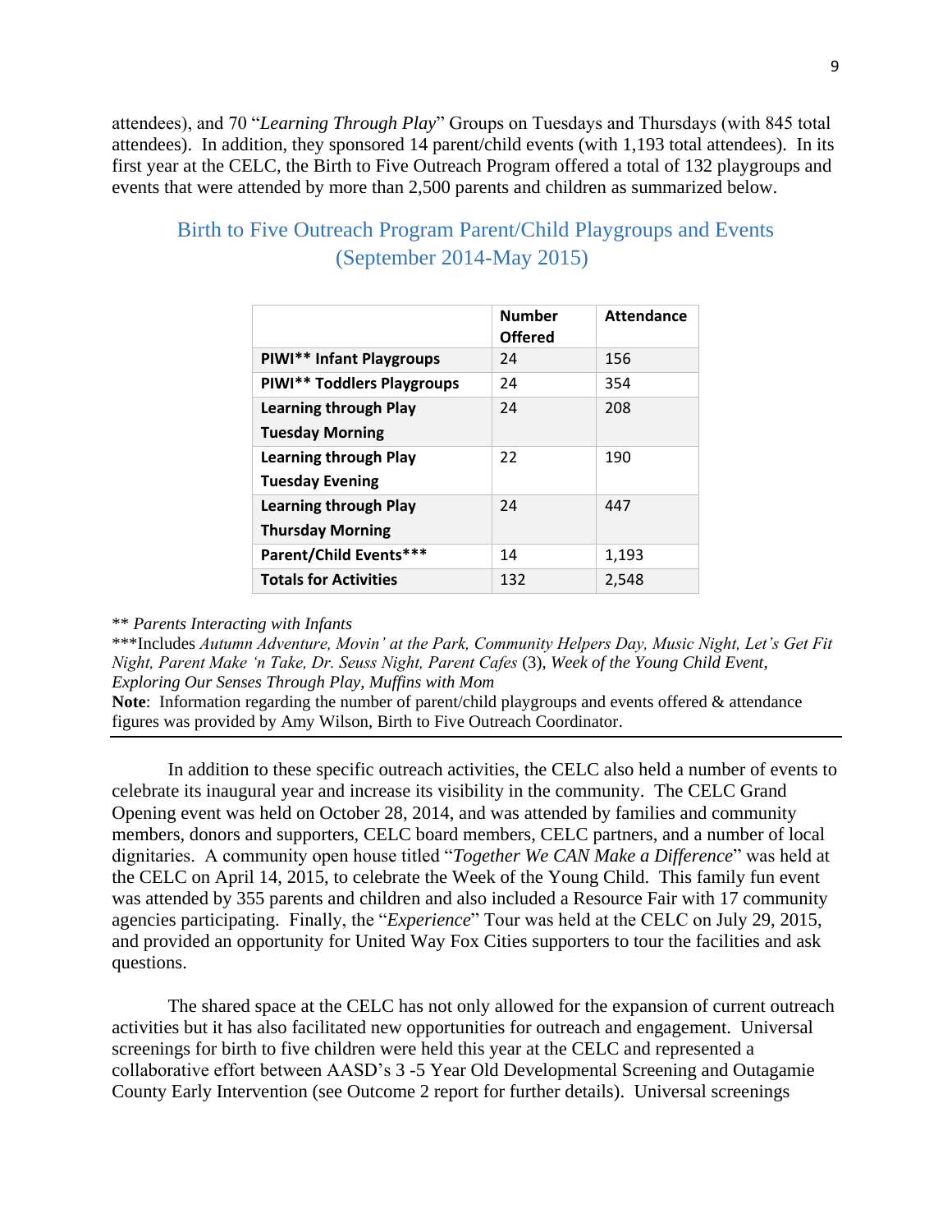attendees), and 70 "*Learning Through Play*" Groups on Tuesdays and Thursdays (with 845 total attendees). In addition, they sponsored 14 parent/child events (with 1,193 total attendees). In its first year at the CELC, the Birth to Five Outreach Program offered a total of 132 playgroups and events that were attended by more than 2,500 parents and children as summarized below.

## Birth to Five Outreach Program Parent/Child Playgroups and Events (September 2014-May 2015)

| | **Number Offered** | **Attendance** |
|---|---|---|
| **PIWI\*\* Infant Playgroups** | 24 | 156 |
| **PIWI\*\* Toddlers Playgroups** | 24 | 354 |
| **Learning through Play Tuesday Morning** | 24 | 208 |
| **Learning through Play Tuesday Evening** | 22 | 190 |
| **Learning through Play Thursday Morning** | 24 | 447 |
| **Parent/Child Events\*\*\*** | 14 | 1,193 |
| **Totals for Activities** | 132 | 2,548 |

** *Parents Interacting with Infants*

***Includes *Autumn Adventure, Movin' at the Park, Community Helpers Day, Music Night, Let's Get Fit Night, Parent Make 'n Take, Dr. Seuss Night, Parent Cafes* (3), *Week of the Young Child Event, Exploring Our Senses Through Play, Muffins with Mom*

**Note**: Information regarding the number of parent/child playgroups and events offered & attendance figures was provided by Amy Wilson, Birth to Five Outreach Coordinator.

---

In addition to these specific outreach activities, the CELC also held a number of events to celebrate its inaugural year and increase its visibility in the community. The CELC Grand Opening event was held on October 28, 2014, and was attended by families and community members, donors and supporters, CELC board members, CELC partners, and a number of local dignitaries. A community open house titled "*Together We CAN Make a Difference*" was held at the CELC on April 14, 2015, to celebrate the Week of the Young Child. This family fun event was attended by 355 parents and children and also included a Resource Fair with 17 community agencies participating. Finally, the "*Experience*" Tour was held at the CELC on July 29, 2015, and provided an opportunity for United Way Fox Cities supporters to tour the facilities and ask questions.

The shared space at the CELC has not only allowed for the expansion of current outreach activities but it has also facilitated new opportunities for outreach and engagement. Universal screenings for birth to five children were held this year at the CELC and represented a collaborative effort between AASD's 3 -5 Year Old Developmental Screening and Outagamie County Early Intervention (see Outcome 2 report for further details). Universal screenings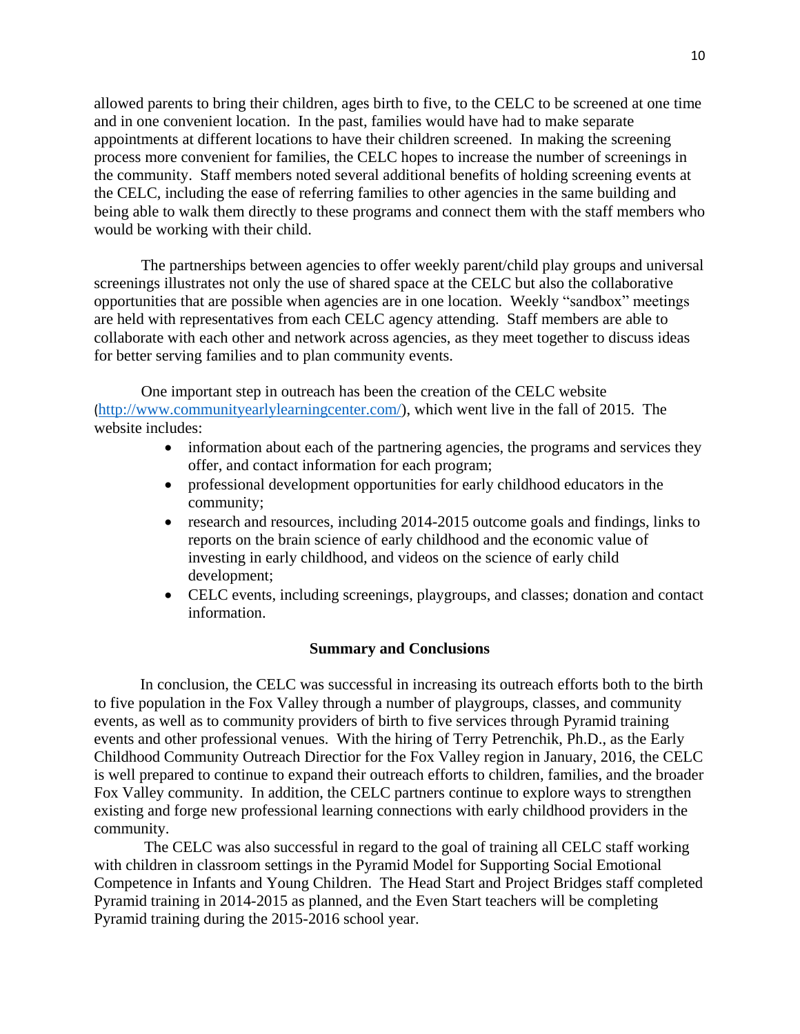allowed parents to bring their children, ages birth to five, to the CELC to be screened at one time and in one convenient location. In the past, families would have had to make separate appointments at different locations to have their children screened. In making the screening process more convenient for families, the CELC hopes to increase the number of screenings in the community. Staff members noted several additional benefits of holding screening events at the CELC, including the ease of referring families to other agencies in the same building and being able to walk them directly to these programs and connect them with the staff members who would be working with their child.

The partnerships between agencies to offer weekly parent/child play groups and universal screenings illustrates not only the use of shared space at the CELC but also the collaborative opportunities that are possible when agencies are in one location. Weekly "sandbox" meetings are held with representatives from each CELC agency attending. Staff members are able to collaborate with each other and network across agencies, as they meet together to discuss ideas for better serving families and to plan community events.

One important step in outreach has been the creation of the CELC website (http://www.communityearlylearningcenter.com/), which went live in the fall of 2015. The website includes:

- information about each of the partnering agencies, the programs and services they offer, and contact information for each program;
- professional development opportunities for early childhood educators in the community;
- research and resources, including 2014-2015 outcome goals and findings, links to reports on the brain science of early childhood and the economic value of investing in early childhood, and videos on the science of early child development;
- CELC events, including screenings, playgroups, and classes; donation and contact information.

## Summary and Conclusions

In conclusion, the CELC was successful in increasing its outreach efforts both to the birth to five population in the Fox Valley through a number of playgroups, classes, and community events, as well as to community providers of birth to five services through Pyramid training events and other professional venues. With the hiring of Terry Petrenchik, Ph.D., as the Early Childhood Community Outreach Director for the Fox Valley region in January, 2016, the CELC is well prepared to continue to expand their outreach efforts to children, families, and the broader Fox Valley community. In addition, the CELC partners continue to explore ways to strengthen existing and forge new professional learning connections with early childhood providers in the community.

The CELC was also successful in regard to the goal of training all CELC staff working with children in classroom settings in the Pyramid Model for Supporting Social Emotional Competence in Infants and Young Children. The Head Start and Project Bridges staff completed Pyramid training in 2014-2015 as planned, and the Even Start teachers will be completing Pyramid training during the 2015-2016 school year.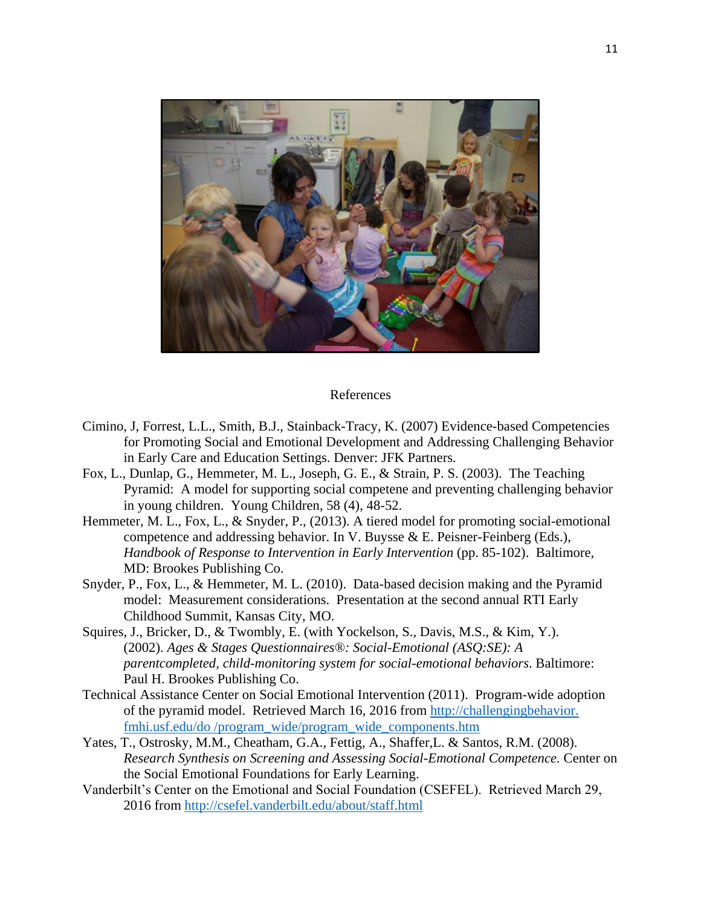References

Cimino, J, Forrest, L.L., Smith, B.J., Stainback-Tracy, K. (2007) Evidence-based Competencies for Promoting Social and Emotional Development and Addressing Challenging Behavior in Early Care and Education Settings. Denver: JFK Partners.

Fox, L., Dunlap, G., Hemmeter, M. L., Joseph, G. E., & Strain, P. S. (2003). The Teaching Pyramid: A model for supporting social competene and preventing challenging behavior in young children. Young Children, 58 (4), 48-52.

Hemmeter, M. L., Fox, L., & Snyder, P., (2013). A tiered model for promoting social-emotional competence and addressing behavior. In V. Buysse & E. Peisner-Feinberg (Eds.), *Handbook of Response to Intervention in Early Intervention* (pp. 85-102). Baltimore, MD: Brookes Publishing Co.

Snyder, P., Fox, L., & Hemmeter, M. L. (2010). Data-based decision making and the Pyramid model: Measurement considerations. Presentation at the second annual RTI Early Childhood Summit, Kansas City, MO.

Squires, J., Bricker, D., & Twombly, E. (with Yockelson, S., Davis, M.S., & Kim, Y.). (2002). *Ages & Stages Questionnaires®: Social-Emotional (ASQ:SE): A parentcompleted, child-monitoring system for social-emotional behaviors*. Baltimore: Paul H. Brookes Publishing Co.

Technical Assistance Center on Social Emotional Intervention (2011). Program-wide adoption of the pyramid model. Retrieved March 16, 2016 from http://challengingbehavior.fmhi.usf.edu/do /program_wide/program_wide_components.htm

Yates, T., Ostrosky, M.M., Cheatham, G.A., Fettig, A., Shaffer,L. & Santos, R.M. (2008). *Research Synthesis on Screening and Assessing Social-Emotional Competence.* Center on the Social Emotional Foundations for Early Learning.

Vanderbilt's Center on the Emotional and Social Foundation (CSEFEL). Retrieved March 29, 2016 from http://csefel.vanderbilt.edu/about/staff.html